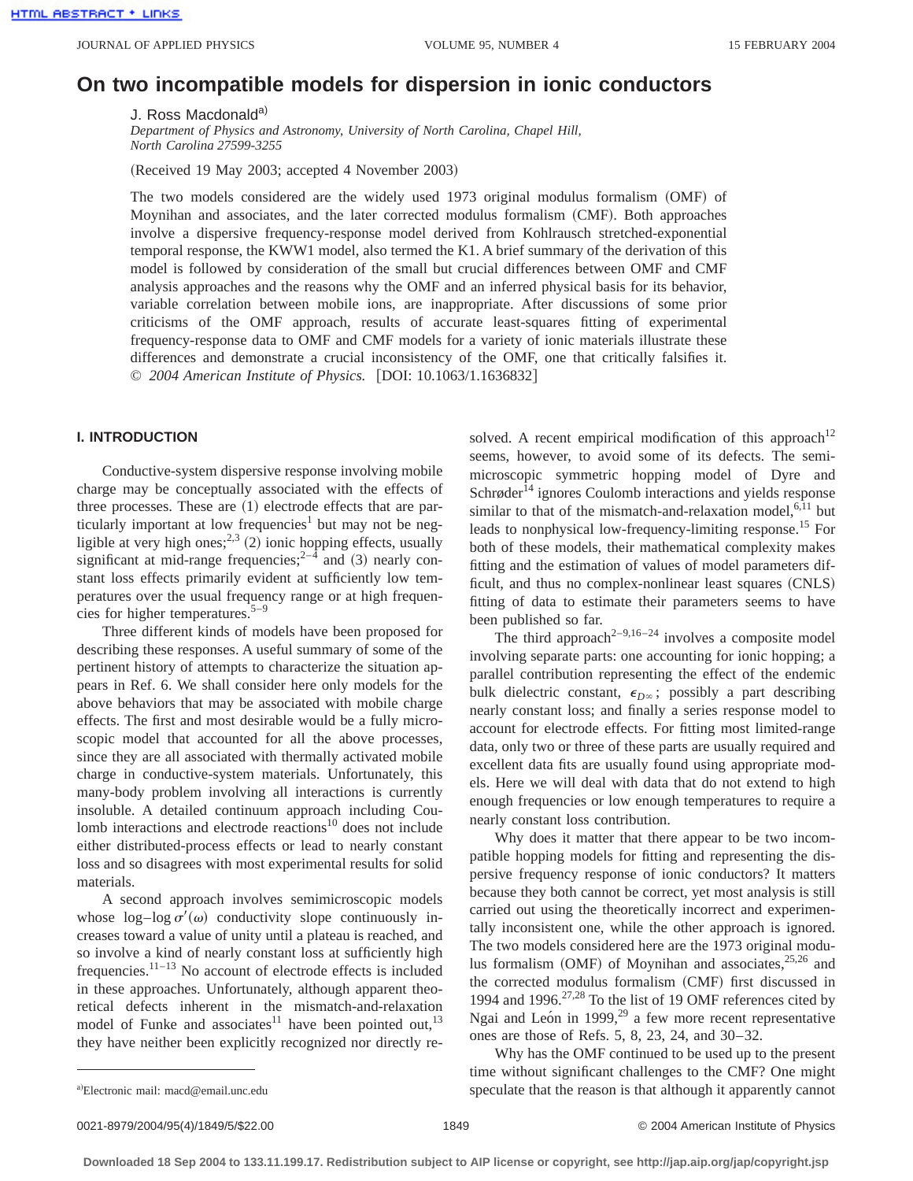# On two incompatible models for dispersion in ionic conductors

J. Ross Macdonald[a]

*Department of Physics and Astronomy, University of North Carolina, Chapel Hill, North Carolina 27599-3255*

(Received 19 May 2003; accepted 4 November 2003)

The two models considered are the widely used 1973 original modulus formalism (OMF) of Moynihan and associates, and the later corrected modulus formalism (CMF). Both approaches involve a dispersive frequency-response model derived from Kohlrausch stretched-exponential temporal response, the KWW1 model, also termed the K1. A brief summary of the derivation of this model is followed by consideration of the small but crucial differences between OMF and CMF analysis approaches and the reasons why the OMF and an inferred physical basis for its behavior, variable correlation between mobile ions, are inappropriate. After discussions of some prior criticisms of the OMF approach, results of accurate least-squares fitting of experimental frequency-response data to OMF and CMF models for a variety of ionic materials illustrate these differences and demonstrate a crucial inconsistency of the OMF, one that critically falsifies it. © *2004 American Institute of Physics.* [DOI: 10.1063/1.1636832]

## I. INTRODUCTION

Conductive-system dispersive response involving mobile charge may be conceptually associated with the effects of three processes. These are (1) electrode effects that are particularly important at low frequencies[1] but may not be negligible at very high ones;[2,3] (2) ionic hopping effects, usually significant at mid-range frequencies;[2–4] and (3) nearly constant loss effects primarily evident at sufficiently low temperatures over the usual frequency range or at high frequencies for higher temperatures.[5–9]

Three different kinds of models have been proposed for describing these responses. A useful summary of some of the pertinent history of attempts to characterize the situation appears in Ref. 6. We shall consider here only models for the above behaviors that may be associated with mobile charge effects. The first and most desirable would be a fully microscopic model that accounted for all the above processes, since they are all associated with thermally activated mobile charge in conductive-system materials. Unfortunately, this many-body problem involving all interactions is currently insoluble. A detailed continuum approach including Coulomb interactions and electrode reactions[10] does not include either distributed-process effects or lead to nearly constant loss and so disagrees with most experimental results for solid materials.

A second approach involves semimicroscopic models whose log–log $\sigma'(\omega)$ conductivity slope continuously increases toward a value of unity until a plateau is reached, and so involve a kind of nearly constant loss at sufficiently high frequencies.[11–13] No account of electrode effects is included in these approaches. Unfortunately, although apparent theoretical defects inherent in the mismatch-and-relaxation model of Funke and associates[11] have been pointed out,[13] they have neither been explicitly recognized nor directly resolved. A recent empirical modification of this approach[12] seems, however, to avoid some of its defects. The semimicroscopic symmetric hopping model of Dyre and Schrøder[14] ignores Coulomb interactions and yields response similar to that of the mismatch-and-relaxation model,[6,11] but leads to nonphysical low-frequency-limiting response.[15] For both of these models, their mathematical complexity makes fitting and the estimation of values of model parameters difficult, and thus no complex-nonlinear least squares (CNLS) fitting of data to estimate their parameters seems to have been published so far.

The third approach[2–9,16–24] involves a composite model involving separate parts: one accounting for ionic hopping; a parallel contribution representing the effect of the endemic bulk dielectric constant, $\epsilon_{D\infty}$; possibly a part describing nearly constant loss; and finally a series response model to account for electrode effects. For fitting most limited-range data, only two or three of these parts are usually required and excellent data fits are usually found using appropriate models. Here we will deal with data that do not extend to high enough frequencies or low enough temperatures to require a nearly constant loss contribution.

Why does it matter that there appear to be two incompatible hopping models for fitting and representing the dispersive frequency response of ionic conductors? It matters because they both cannot be correct, yet most analysis is still carried out using the theoretically incorrect and experimentally inconsistent one, while the other approach is ignored. The two models considered here are the 1973 original modulus formalism (OMF) of Moynihan and associates,[25,26] and the corrected modulus formalism (CMF) first discussed in 1994 and 1996.[27,28] To the list of 19 OMF references cited by Ngai and León in 1999,[29] a few more recent representative ones are those of Refs. 5, 8, 23, 24, and 30–32.

Why has the OMF continued to be used up to the present time without significant challenges to the CMF? One might speculate that the reason is that although it apparently cannot

[a] Electronic mail: macd@email.unc.edu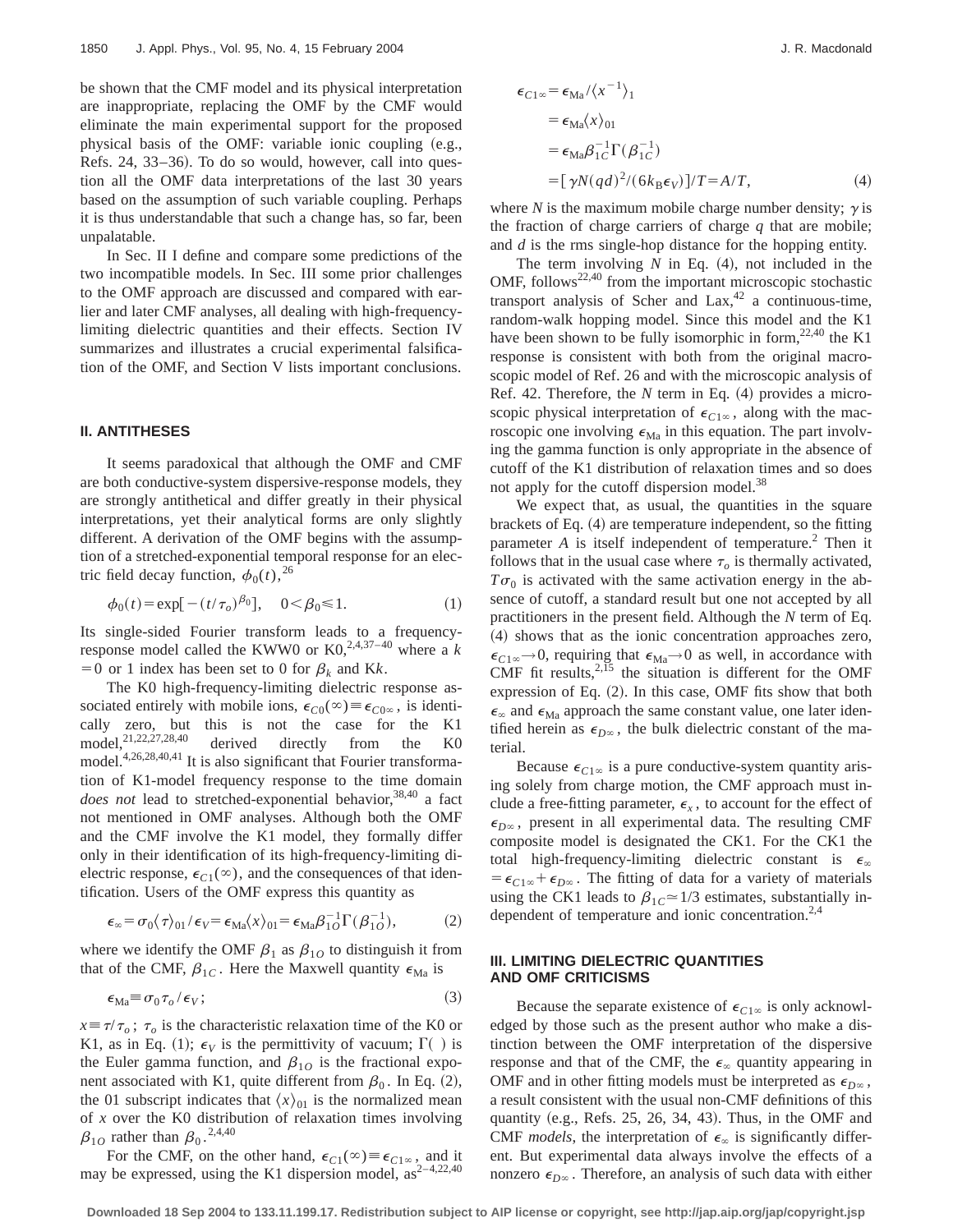be shown that the CMF model and its physical interpretation are inappropriate, replacing the OMF by the CMF would eliminate the main experimental support for the proposed physical basis of the OMF: variable ionic coupling (e.g., Refs. 24, 33–36). To do so would, however, call into question all the OMF data interpretations of the last 30 years based on the assumption of such variable coupling. Perhaps it is thus understandable that such a change has, so far, been unpalatable.

In Sec. II I define and compare some predictions of the two incompatible models. In Sec. III some prior challenges to the OMF approach are discussed and compared with earlier and later CMF analyses, all dealing with high-frequency-limiting dielectric quantities and their effects. Section IV summarizes and illustrates a crucial experimental falsification of the OMF, and Section V lists important conclusions.

## II. ANTITHESES

It seems paradoxical that although the OMF and CMF are both conductive-system dispersive-response models, they are strongly antithetical and differ greatly in their physical interpretations, yet their analytical forms are only slightly different. A derivation of the OMF begins with the assumption of a stretched-exponential temporal response for an electric field decay function, $\phi_0(t)$,[26]

$$\phi_0(t) = \exp[-(t/\tau_o)^{\beta_0}], \quad 0 < \beta_0 \leqslant 1. \tag{1}$$

Its single-sided Fourier transform leads to a frequency-response model called the KWW0 or K0,[2,4,37–40] where a $k=0$ or 1 index has been set to 0 for $\beta_k$ and K$k$.

The K0 high-frequency-limiting dielectric response associated entirely with mobile ions, $\epsilon_{C0}(\infty) \equiv \epsilon_{C0\infty}$, is identically zero, but this is not the case for the K1 model,[21,22,27,28,40] derived directly from the K0 model.[4,26,28,40,41] It is also significant that Fourier transformation of K1-model frequency response to the time domain *does not* lead to stretched-exponential behavior,[38,40] a fact not mentioned in OMF analyses. Although both the OMF and the CMF involve the K1 model, they formally differ only in their identification of its high-frequency-limiting dielectric response, $\epsilon_{C1}(\infty)$, and the consequences of that identification. Users of the OMF express this quantity as

$$\epsilon_\infty = \sigma_0 \langle \tau \rangle_{01} / \epsilon_V = \epsilon_{\mathrm{Ma}} \langle x \rangle_{01} = \epsilon_{\mathrm{Ma}} \beta_{1O}^{-1} \Gamma(\beta_{1O}^{-1}), \tag{2}$$

where we identify the OMF $\beta_1$ as $\beta_{1O}$ to distinguish it from that of the CMF, $\beta_{1C}$. Here the Maxwell quantity $\epsilon_{\mathrm{Ma}}$ is

$$\epsilon_{\mathrm{Ma}} \equiv \sigma_0 \tau_o / \epsilon_V; \tag{3}$$

$x \equiv \tau/\tau_o$; $\tau_o$ is the characteristic relaxation time of the K0 or K1, as in Eq. (1); $\epsilon_V$ is the permittivity of vacuum; $\Gamma(\ )$ is the Euler gamma function, and $\beta_{1O}$ is the fractional exponent associated with K1, quite different from $\beta_0$. In Eq. (2), the 01 subscript indicates that $\langle x \rangle_{01}$ is the normalized mean of $x$ over the K0 distribution of relaxation times involving $\beta_{1O}$ rather than $\beta_0$.[2,4,40]

For the CMF, on the other hand, $\epsilon_{C1}(\infty) \equiv \epsilon_{C1\infty}$, and it may be expressed, using the K1 dispersion model, as[2–4,22,40]

$$\begin{aligned}
\epsilon_{C1\infty} &= \epsilon_{\mathrm{Ma}} / \langle x^{-1} \rangle_1 \\
&= \epsilon_{\mathrm{Ma}} \langle x \rangle_{01} \\
&= \epsilon_{\mathrm{Ma}} \beta_{1C}^{-1} \Gamma(\beta_{1C}^{-1}) \\
&= [\gamma N (qd)^2 / (6 k_{\mathrm{B}} \epsilon_V)] / T = A/T,
\end{aligned} \tag{4}$$

where $N$ is the maximum mobile charge number density; $\gamma$ is the fraction of charge carriers of charge $q$ that are mobile; and $d$ is the rms single-hop distance for the hopping entity.

The term involving $N$ in Eq. (4), not included in the OMF, follows[22,40] from the important microscopic stochastic transport analysis of Scher and Lax,[42] a continuous-time, random-walk hopping model. Since this model and the K1 have been shown to be fully isomorphic in form,[22,40] the K1 response is consistent with both from the original macroscopic model of Ref. 26 and with the microscopic analysis of Ref. 42. Therefore, the $N$ term in Eq. (4) provides a microscopic physical interpretation of $\epsilon_{C1\infty}$, along with the macroscopic one involving $\epsilon_{\mathrm{Ma}}$ in this equation. The part involving the gamma function is only appropriate in the absence of cutoff of the K1 distribution of relaxation times and so does not apply for the cutoff dispersion model.[38]

We expect that, as usual, the quantities in the square brackets of Eq. (4) are temperature independent, so the fitting parameter $A$ is itself independent of temperature.[2] Then it follows that in the usual case where $\tau_o$ is thermally activated, $T\sigma_0$ is activated with the same activation energy in the absence of cutoff, a standard result but one not accepted by all practitioners in the present field. Although the $N$ term of Eq. (4) shows that as the ionic concentration approaches zero, $\epsilon_{C1\infty} \to 0$, requiring that $\epsilon_{\mathrm{Ma}} \to 0$ as well, in accordance with CMF fit results,[2,15] the situation is different for the OMF expression of Eq. (2). In this case, OMF fits show that both $\epsilon_\infty$ and $\epsilon_{\mathrm{Ma}}$ approach the same constant value, one later identified herein as $\epsilon_{D\infty}$, the bulk dielectric constant of the material.

Because $\epsilon_{C1\infty}$ is a pure conductive-system quantity arising solely from charge motion, the CMF approach must include a free-fitting parameter, $\epsilon_x$, to account for the effect of $\epsilon_{D\infty}$, present in all experimental data. The resulting CMF composite model is designated the CK1. For the CK1 the total high-frequency-limiting dielectric constant is $\epsilon_\infty = \epsilon_{C1\infty} + \epsilon_{D\infty}$. The fitting of data for a variety of materials using the CK1 leads to $\beta_{1C} \simeq 1/3$ estimates, substantially independent of temperature and ionic concentration.[2,4]

## III. LIMITING DIELECTRIC QUANTITIES AND OMF CRITICISMS

Because the separate existence of $\epsilon_{C1\infty}$ is only acknowledged by those such as the present author who make a distinction between the OMF interpretation of the dispersive response and that of the CMF, the $\epsilon_\infty$ quantity appearing in OMF and in other fitting models must be interpreted as $\epsilon_{D\infty}$, a result consistent with the usual non-CMF definitions of this quantity (e.g., Refs. 25, 26, 34, 43). Thus, in the OMF and CMF *models*, the interpretation of $\epsilon_\infty$ is significantly different. But experimental data always involve the effects of a nonzero $\epsilon_{D\infty}$. Therefore, an analysis of such data with either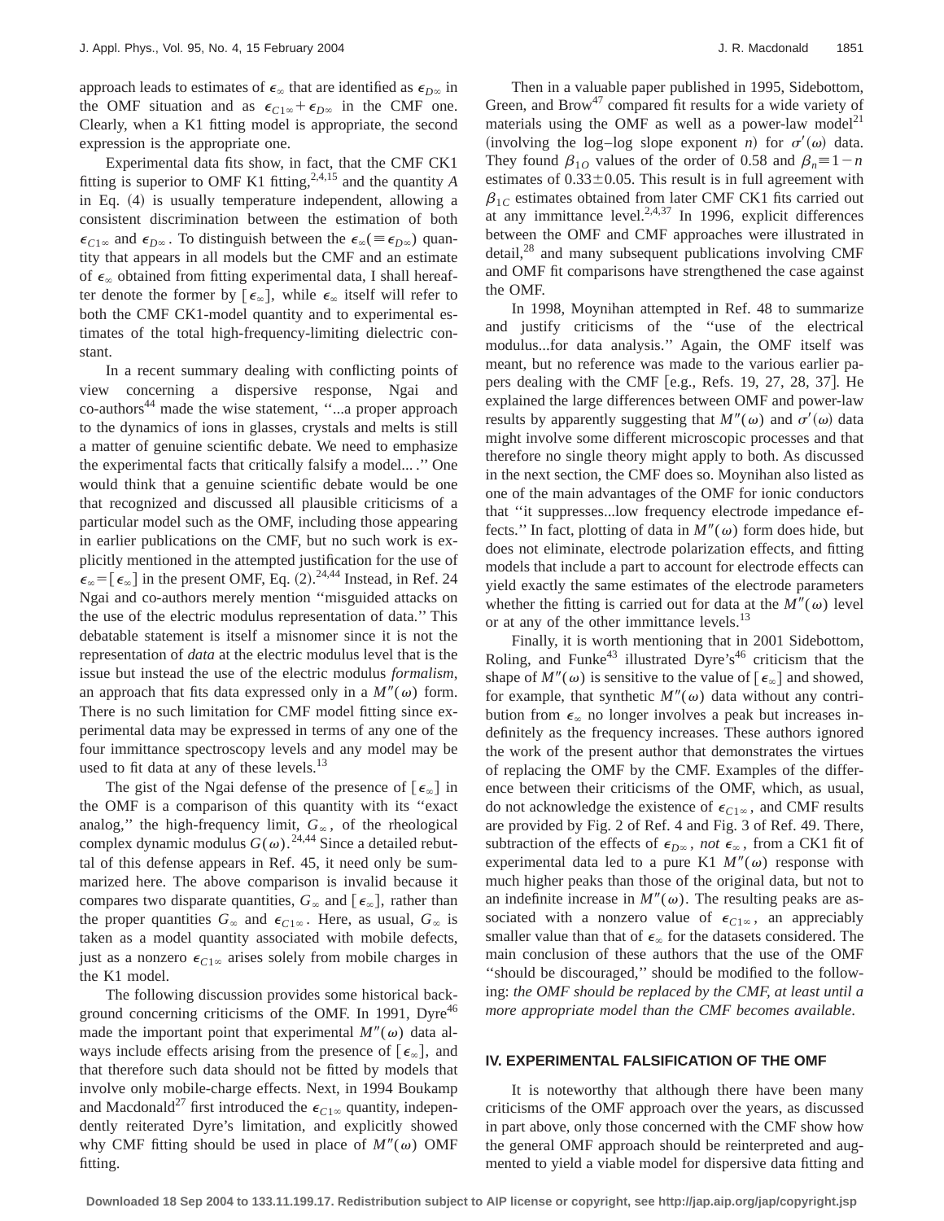approach leads to estimates of $\epsilon_\infty$ that are identified as $\epsilon_{D\infty}$ in the OMF situation and as $\epsilon_{C1\infty}+\epsilon_{D\infty}$ in the CMF one. Clearly, when a K1 fitting model is appropriate, the second expression is the appropriate one.

Experimental data fits show, in fact, that the CMF CK1 fitting is superior to OMF K1 fitting,[2,4,15] and the quantity $A$ in Eq. (4) is usually temperature independent, allowing a consistent discrimination between the estimation of both $\epsilon_{C1\infty}$ and $\epsilon_{D\infty}$. To distinguish between the $\epsilon_\infty(\equiv\epsilon_{D\infty})$ quantity that appears in all models but the CMF and an estimate of $\epsilon_\infty$ obtained from fitting experimental data, I shall hereafter denote the former by $[\epsilon_\infty]$, while $\epsilon_\infty$ itself will refer to both the CMF CK1-model quantity and to experimental estimates of the total high-frequency-limiting dielectric constant.

In a recent summary dealing with conflicting points of view concerning a dispersive response, Ngai and co-authors[44] made the wise statement, ''...a proper approach to the dynamics of ions in glasses, crystals and melts is still a matter of genuine scientific debate. We need to emphasize the experimental facts that critically falsify a model... .'' One would think that a genuine scientific debate would be one that recognized and discussed all plausible criticisms of a particular model such as the OMF, including those appearing in earlier publications on the CMF, but no such work is explicitly mentioned in the attempted justification for the use of $\epsilon_\infty=[\epsilon_\infty]$ in the present OMF, Eq. (2).[24,44] Instead, in Ref. 24 Ngai and co-authors merely mention ''misguided attacks on the use of the electric modulus representation of data.'' This debatable statement is itself a misnomer since it is not the representation of *data* at the electric modulus level that is the issue but instead the use of the electric modulus *formalism*, an approach that fits data expressed only in a $M''(\omega)$ form. There is no such limitation for CMF model fitting since experimental data may be expressed in terms of any one of the four immittance spectroscopy levels and any model may be used to fit data at any of these levels.[13]

The gist of the Ngai defense of the presence of $[\epsilon_\infty]$ in the OMF is a comparison of this quantity with its ''exact analog,'' the high-frequency limit, $G_\infty$, of the rheological complex dynamic modulus $G(\omega)$.[24,44] Since a detailed rebuttal of this defense appears in Ref. 45, it need only be summarized here. The above comparison is invalid because it compares two disparate quantities, $G_\infty$ and $[\epsilon_\infty]$, rather than the proper quantities $G_\infty$ and $\epsilon_{C1\infty}$. Here, as usual, $G_\infty$ is taken as a model quantity associated with mobile defects, just as a nonzero $\epsilon_{C1\infty}$ arises solely from mobile charges in the K1 model.

The following discussion provides some historical background concerning criticisms of the OMF. In 1991, Dyre[46] made the important point that experimental $M''(\omega)$ data always include effects arising from the presence of $[\epsilon_\infty]$, and that therefore such data should not be fitted by models that involve only mobile-charge effects. Next, in 1994 Boukamp and Macdonald[27] first introduced the $\epsilon_{C1\infty}$ quantity, independently reiterated Dyre's limitation, and explicitly showed why CMF fitting should be used in place of $M''(\omega)$ OMF fitting.

Then in a valuable paper published in 1995, Sidebottom, Green, and Brow[47] compared fit results for a wide variety of materials using the OMF as well as a power-law model[21] (involving the log–log slope exponent $n$) for $\sigma'(\omega)$ data. They found $\beta_{1O}$ values of the order of 0.58 and $\beta_n\equiv1-n$ estimates of $0.33\pm0.05$. This result is in full agreement with $\beta_{1C}$ estimates obtained from later CMF CK1 fits carried out at any immittance level.[2,4,37] In 1996, explicit differences between the OMF and CMF approaches were illustrated in detail,[28] and many subsequent publications involving CMF and OMF fit comparisons have strengthened the case against the OMF.

In 1998, Moynihan attempted in Ref. 48 to summarize and justify criticisms of the ''use of the electrical modulus...for data analysis.'' Again, the OMF itself was meant, but no reference was made to the various earlier papers dealing with the CMF [e.g., Refs. 19, 27, 28, 37]. He explained the large differences between OMF and power-law results by apparently suggesting that $M''(\omega)$ and $\sigma'(\omega)$ data might involve some different microscopic processes and that therefore no single theory might apply to both. As discussed in the next section, the CMF does so. Moynihan also listed as one of the main advantages of the OMF for ionic conductors that ''it suppresses...low frequency electrode impedance effects.'' In fact, plotting of data in $M''(\omega)$ form does hide, but does not eliminate, electrode polarization effects, and fitting models that include a part to account for electrode effects can yield exactly the same estimates of the electrode parameters whether the fitting is carried out for data at the $M''(\omega)$ level or at any of the other immittance levels.[13]

Finally, it is worth mentioning that in 2001 Sidebottom, Roling, and Funke[43] illustrated Dyre's[46] criticism that the shape of $M''(\omega)$ is sensitive to the value of $[\epsilon_\infty]$ and showed, for example, that synthetic $M''(\omega)$ data without any contribution from $\epsilon_\infty$ no longer involves a peak but increases indefinitely as the frequency increases. These authors ignored the work of the present author that demonstrates the virtues of replacing the OMF by the CMF. Examples of the difference between their criticisms of the OMF, which, as usual, do not acknowledge the existence of $\epsilon_{C1\infty}$, and CMF results are provided by Fig. 2 of Ref. 4 and Fig. 3 of Ref. 49. There, subtraction of the effects of $\epsilon_{D\infty}$, *not* $\epsilon_\infty$, from a CK1 fit of experimental data led to a pure K1 $M''(\omega)$ response with much higher peaks than those of the original data, but not to an indefinite increase in $M''(\omega)$. The resulting peaks are associated with a nonzero value of $\epsilon_{C1\infty}$, an appreciably smaller value than that of $\epsilon_\infty$ for the datasets considered. The main conclusion of these authors that the use of the OMF ''should be discouraged,'' should be modified to the following: *the OMF should be replaced by the CMF, at least until a more appropriate model than the CMF becomes available.*

## IV. EXPERIMENTAL FALSIFICATION OF THE OMF

It is noteworthy that although there have been many criticisms of the OMF approach over the years, as discussed in part above, only those concerned with the CMF show how the general OMF approach should be reinterpreted and augmented to yield a viable model for dispersive data fitting and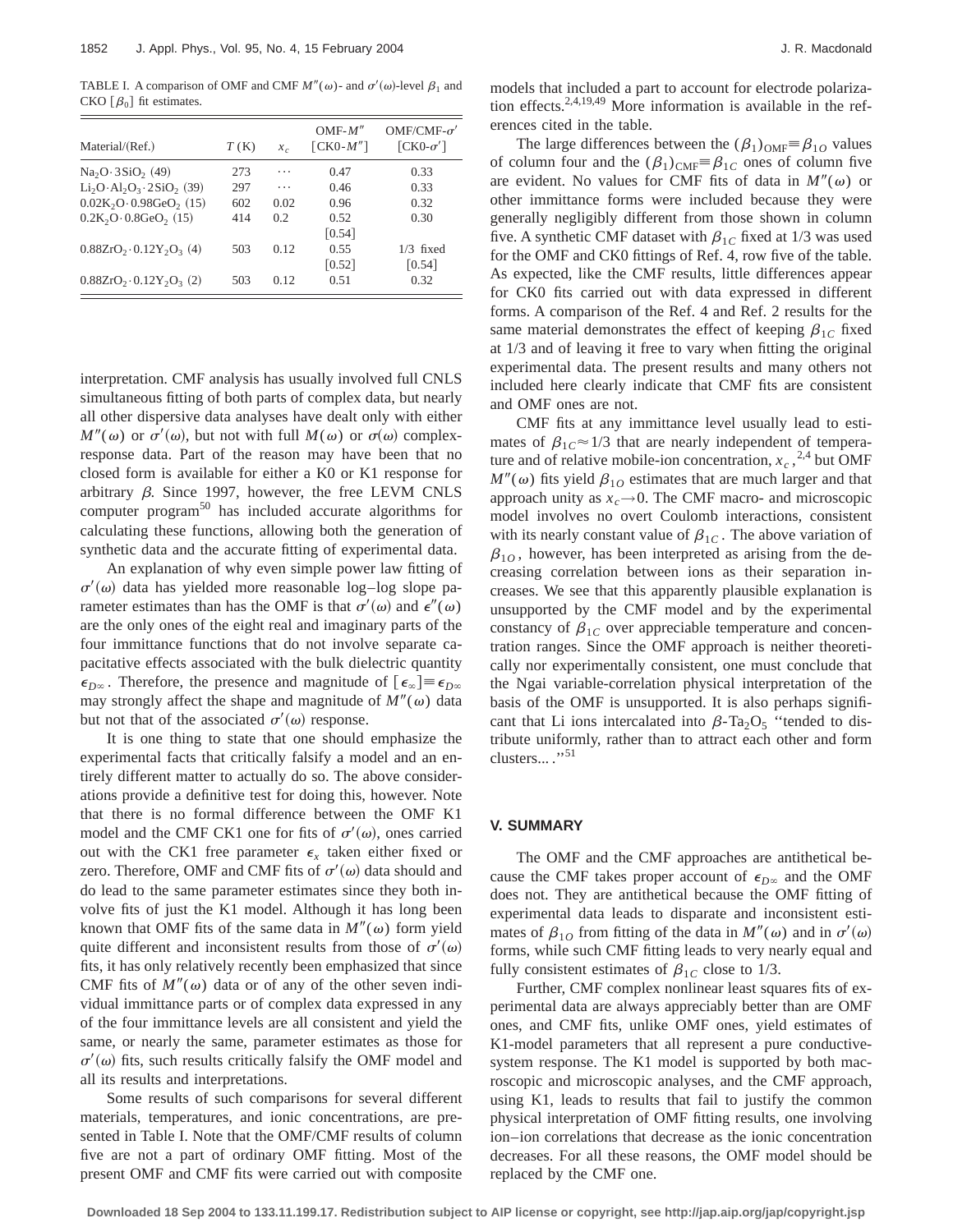TABLE I. A comparison of OMF and CMF $M''(\omega)$- and $\sigma'(\omega)$-level $\beta_1$ and CKO [$\beta_0$] fit estimates.

| Material/(Ref.) | $T$ (K) | $x_c$ | OMF-$M''$ [CK0-$M''$] | OMF/CMF-$\sigma'$ [CK0-$\sigma'$] |
|---|---|---|---|---|
| $Na_2O\cdot 3SiO_2$ (49) | 273 | ⋯ | 0.47 | 0.33 |
| $Li_2O\cdot Al_2O_3\cdot 2SiO_2$ (39) | 297 | ⋯ | 0.46 | 0.33 |
| $0.02K_2O\cdot 0.98GeO_2$ (15) | 602 | 0.02 | 0.96 | 0.32 |
| $0.2K_2O\cdot 0.8GeO_2$ (15) | 414 | 0.2 | 0.52 [0.54] | 0.30 |
| $0.88ZrO_2\cdot 0.12Y_2O_3$ (4) | 503 | 0.12 | 0.55 [0.52] | 1/3 fixed [0.54] |
| $0.88ZrO_2\cdot 0.12Y_2O_3$ (2) | 503 | 0.12 | 0.51 | 0.32 |

interpretation. CMF analysis has usually involved full CNLS simultaneous fitting of both parts of complex data, but nearly all other dispersive data analyses have dealt only with either $M''(\omega)$ or $\sigma'(\omega)$, but not with full $M(\omega)$ or $\sigma(\omega)$ complex-response data. Part of the reason may have been that no closed form is available for either a K0 or K1 response for arbitrary $\beta$. Since 1997, however, the free LEVM CNLS computer program[50] has included accurate algorithms for calculating these functions, allowing both the generation of synthetic data and the accurate fitting of experimental data.

An explanation of why even simple power law fitting of $\sigma'(\omega)$ data has yielded more reasonable log–log slope parameter estimates than has the OMF is that $\sigma'(\omega)$ and $\epsilon''(\omega)$ are the only ones of the eight real and imaginary parts of the four immittance functions that do not involve separate capacitative effects associated with the bulk dielectric quantity $\epsilon_{D\infty}$. Therefore, the presence and magnitude of $[\epsilon_\infty]\equiv\epsilon_{D\infty}$ may strongly affect the shape and magnitude of $M''(\omega)$ data but not that of the associated $\sigma'(\omega)$ response.

It is one thing to state that one should emphasize the experimental facts that critically falsify a model and an entirely different matter to actually do so. The above considerations provide a definitive test for doing this, however. Note that there is no formal difference between the OMF K1 model and the CMF CK1 one for fits of $\sigma'(\omega)$, ones carried out with the CK1 free parameter $\epsilon_x$ taken either fixed or zero. Therefore, OMF and CMF fits of $\sigma'(\omega)$ data should and do lead to the same parameter estimates since they both involve fits of just the K1 model. Although it has long been known that OMF fits of the same data in $M''(\omega)$ form yield quite different and inconsistent results from those of $\sigma'(\omega)$ fits, it has only relatively recently been emphasized that since CMF fits of $M''(\omega)$ data or of any of the other seven individual immittance parts or of complex data expressed in any of the four immittance levels are all consistent and yield the same, or nearly the same, parameter estimates as those for $\sigma'(\omega)$ fits, such results critically falsify the OMF model and all its results and interpretations.

Some results of such comparisons for several different materials, temperatures, and ionic concentrations, are presented in Table I. Note that the OMF/CMF results of column five are not a part of ordinary OMF fitting. Most of the present OMF and CMF fits were carried out with composite models that included a part to account for electrode polarization effects.[2,4,19,49] More information is available in the references cited in the table.

The large differences between the $(\beta_1)_{OMF}\equiv\beta_{1O}$ values of column four and the $(\beta_1)_{CMF}\equiv\beta_{1C}$ ones of column five are evident. No values for CMF fits of data in $M''(\omega)$ or other immittance forms were included because they were generally negligibly different from those shown in column five. A synthetic CMF dataset with $\beta_{1C}$ fixed at 1/3 was used for the OMF and CK0 fittings of Ref. 4, row five of the table. As expected, like the CMF results, little differences appear for CK0 fits carried out with data expressed in different forms. A comparison of the Ref. 4 and Ref. 2 results for the same material demonstrates the effect of keeping $\beta_{1C}$ fixed at 1/3 and of leaving it free to vary when fitting the original experimental data. The present results and many others not included here clearly indicate that CMF fits are consistent and OMF ones are not.

CMF fits at any immittance level usually lead to estimates of $\beta_{1C}\approx 1/3$ that are nearly independent of temperature and of relative mobile-ion concentration, $x_c$,[2,4] but OMF $M''(\omega)$ fits yield $\beta_{1O}$ estimates that are much larger and that approach unity as $x_c\to 0$. The CMF macro- and microscopic model involves no overt Coulomb interactions, consistent with its nearly constant value of $\beta_{1C}$. The above variation of $\beta_{1O}$, however, has been interpreted as arising from the decreasing correlation between ions as their separation increases. We see that this apparently plausible explanation is unsupported by the CMF model and by the experimental constancy of $\beta_{1C}$ over appreciable temperature and concentration ranges. Since the OMF approach is neither theoretically nor experimentally consistent, one must conclude that the Ngai variable-correlation physical interpretation of the basis of the OMF is unsupported. It is also perhaps significant that Li ions intercalated into $\beta$-$Ta_2O_5$ "tended to distribute uniformly, rather than to attract each other and form clusters... ."[51]

## V. SUMMARY

The OMF and the CMF approaches are antithetical because the CMF takes proper account of $\epsilon_{D\infty}$ and the OMF does not. They are antithetical because the OMF fitting of experimental data leads to disparate and inconsistent estimates of $\beta_{1O}$ from fitting of the data in $M''(\omega)$ and in $\sigma'(\omega)$ forms, while such CMF fitting leads to very nearly equal and fully consistent estimates of $\beta_{1C}$ close to 1/3.

Further, CMF complex nonlinear least squares fits of experimental data are always appreciably better than are OMF ones, and CMF fits, unlike OMF ones, yield estimates of K1-model parameters that all represent a pure conductive-system response. The K1 model is supported by both macroscopic and microscopic analyses, and the CMF approach, using K1, leads to results that fail to justify the common physical interpretation of OMF fitting results, one involving ion–ion correlations that decrease as the ionic concentration decreases. For all these reasons, the OMF model should be replaced by the CMF one.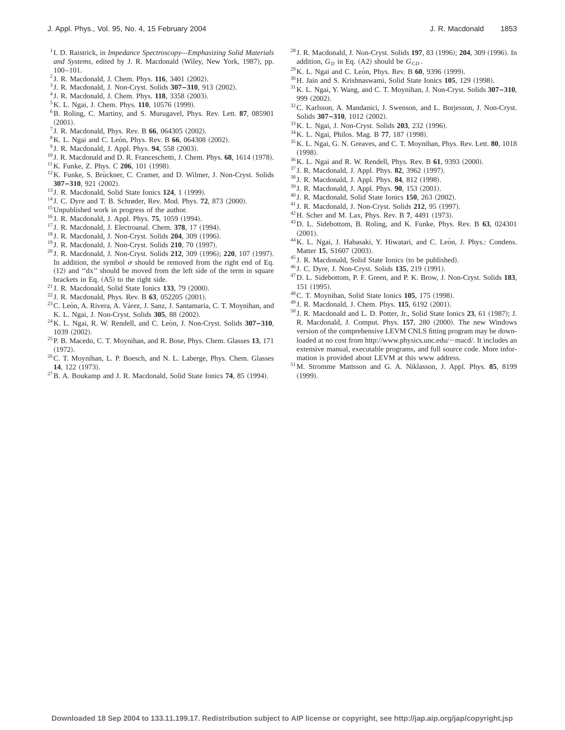[1] I. D. Raistrick, in *Impedance Spectroscopy—Emphasizing Solid Materials and Systems*, edited by J. R. Macdonald (Wiley, New York, 1987), pp. 100–101.

[2] J. R. Macdonald, J. Chem. Phys. **116**, 3401 (2002).

[3] J. R. Macdonald, J. Non-Cryst. Solids **307–310**, 913 (2002).

[4] J. R. Macdonald, J. Chem. Phys. **118**, 3358 (2003).

[5] K. L. Ngai, J. Chem. Phys. **110**, 10576 (1999).

[6] B. Roling, C. Martiny, and S. Murugavel, Phys. Rev. Lett. **87**, 085901 (2001).

[7] J. R. Macdonald, Phys. Rev. B **66**, 064305 (2002).

[8] K. L. Ngai and C. León, Phys. Rev. B **66**, 064308 (2002).

[9] J. R. Macdonald, J. Appl. Phys. **94**, 558 (2003).

[10] J. R. Macdonald and D. R. Franceschetti, J. Chem. Phys. **68**, 1614 (1978).

[11] K. Funke, Z. Phys. C **206**, 101 (1998).

[12] K. Funke, S. Brückner, C. Cramer, and D. Wilmer, J. Non-Cryst. Solids **307–310**, 921 (2002).

[13] J. R. Macdonald, Solid State Ionics **124**, 1 (1999).

[14] J. C. Dyre and T. B. Schrøder, Rev. Mod. Phys. **72**, 873 (2000).

[15] Unpublished work in progress of the author.

[16] J. R. Macdonald, J. Appl. Phys. **75**, 1059 (1994).

[17] J. R. Macdonald, J. Electroanal. Chem. **378**, 17 (1994).

[18] J. R. Macdonald, J. Non-Cryst. Solids **204**, 309 (1996).

[19] J. R. Macdonald, J. Non-Cryst. Solids **210**, 70 (1997).

[20] J. R. Macdonald, J. Non-Cryst. Solids **212**, 309 (1996); **220**, 107 (1997). In addition, the symbol $\sigma$ should be removed from the right end of Eq. (12) and "dx" should be moved from the left side of the term in square brackets in Eq. (A5) to the right side.

[21] J. R. Macdonald, Solid State Ionics **133**, 79 (2000).

[22] J. R. Macdonald, Phys. Rev. B **63**, 052205 (2001).

[23] C. León, A. Rivera, A. Várez, J. Sanz, J. Santamaria, C. T. Moynihan, and K. L. Ngai, J. Non-Cryst. Solids **305**, 88 (2002).

[24] K. L. Ngai, R. W. Rendell, and C. León, J. Non-Cryst. Solids **307–310**, 1039 (2002).

[25] P. B. Macedo, C. T. Moynihan, and R. Bose, Phys. Chem. Glasses **13**, 171 (1972).

[26] C. T. Moynihan, L. P. Boesch, and N. L. Laberge, Phys. Chem. Glasses **14**, 122 (1973).

[27] B. A. Boukamp and J. R. Macdonald, Solid State Ionics **74**, 85 (1994).

[28] J. R. Macdonald, J. Non-Cryst. Solids **197**, 83 (1996); **204**, 309 (1996). In addition, $G_D$ in Eq. (A2) should be $G_{CD}$.

[29] K. L. Ngai and C. León, Phys. Rev. B **60**, 9396 (1999).

[30] H. Jain and S. Krishnaswami, Solid State Ionics **105**, 129 (1998).

[31] K. L. Ngai, Y. Wang, and C. T. Moynihan, J. Non-Cryst. Solids **307–310**, 999 (2002).

[32] C. Karlsson, A. Mandanici, J. Swenson, and L. Borjesson, J. Non-Cryst. Solids **307–310**, 1012 (2002).

[33] K. L. Ngai, J. Non-Cryst. Solids **203**, 232 (1996).

[34] K. L. Ngai, Philos. Mag. B **77**, 187 (1998).

[35] K. L. Ngai, G. N. Greaves, and C. T. Moynihan, Phys. Rev. Lett. **80**, 1018 (1998).

[36] K. L. Ngai and R. W. Rendell, Phys. Rev. B **61**, 9393 (2000).

[37] J. R. Macdonald, J. Appl. Phys. **82**, 3962 (1997).

[38] J. R. Macdonald, J. Appl. Phys. **84**, 812 (1998).

[39] J. R. Macdonald, J. Appl. Phys. **90**, 153 (2001).

[40] J. R. Macdonald, Solid State Ionics **150**, 263 (2002).

[41] J. R. Macdonald, J. Non-Cryst. Solids **212**, 95 (1997).

[42] H. Scher and M. Lax, Phys. Rev. B **7**, 4491 (1973).

[43] D. L. Sidebottom, B. Roling, and K. Funke, Phys. Rev. B **63**, 024301 (2001).

[44] K. L. Ngai, J. Habasaki, Y. Hiwatari, and C. León, J. Phys.: Condens. Matter **15**, S1607 (2003).

[45] J. R. Macdonald, Solid State Ionics (to be published).

[46] J. C. Dyre, J. Non-Cryst. Solids **135**, 219 (1991).

[47] D. L. Sidebottom, P. F. Green, and P. K. Brow, J. Non-Cryst. Solids **183**, 151 (1995).

[48] C. T. Moynihan, Solid State Ionics **105**, 175 (1998).

[49] J. R. Macdonald, J. Chem. Phys. **115**, 6192 (2001).

[50] J. R. Macdonald and L. D. Potter, Jr., Solid State Ionics **23**, 61 (1987); J. R. Macdonald, J. Comput. Phys. **157**, 280 (2000). The new Windows version of the comprehensive LEVM CNLS fitting program may be downloaded at no cost from http://www.physics.unc.edu/~macd/. It includes an extensive manual, executable programs, and full source code. More information is provided about LEVM at this www address.

[51] M. Stromme Mattsson and G. A. Niklasson, J. Appl. Phys. **85**, 8199 (1999).